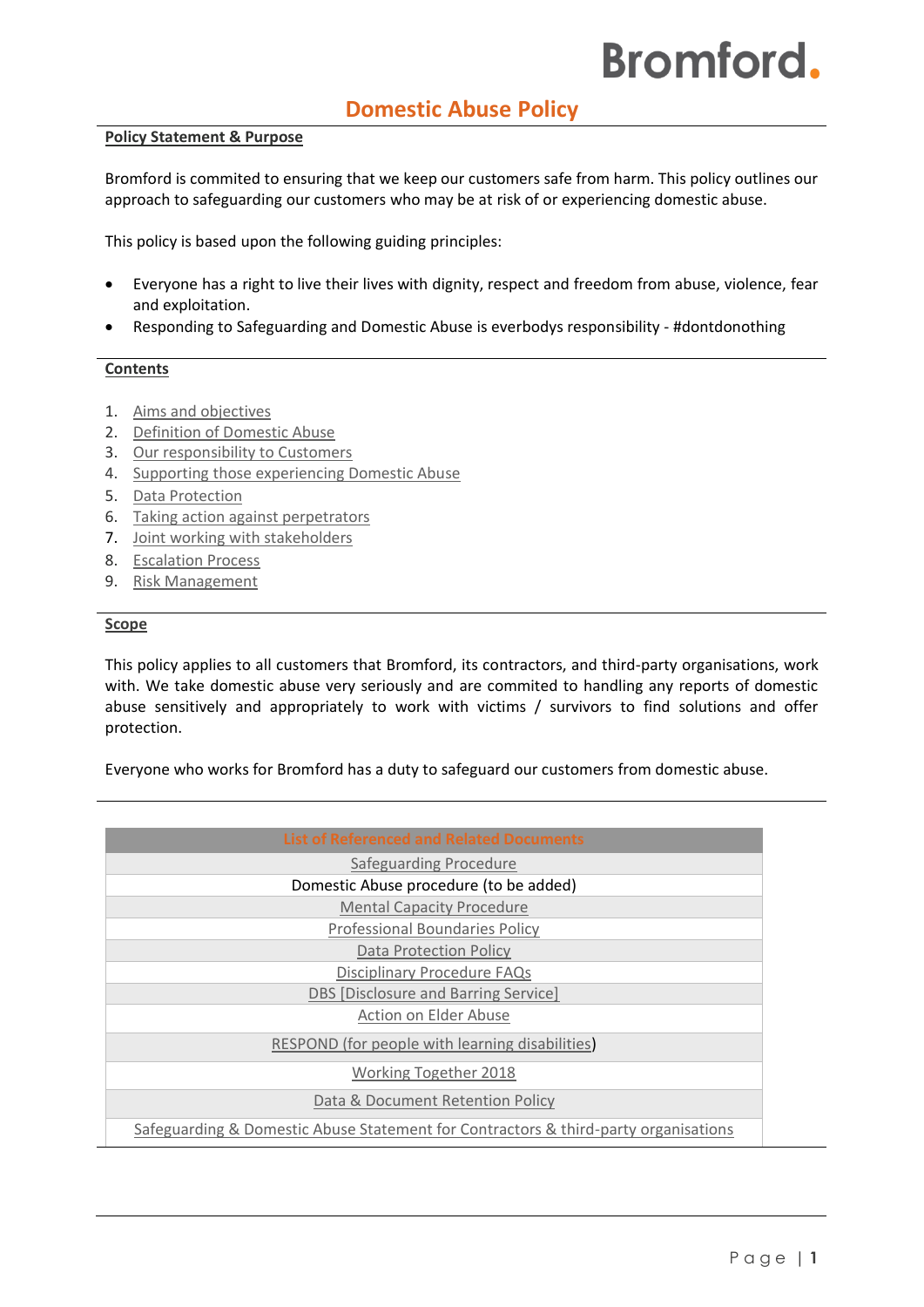Bromford.

# Domestic Abuse Policy

## Policy Statement & Purpose

Bromford is commited to ensuring that we keep our customers safe from harm. This policy outlines our approach to safeguarding our customers who may be at risk of or experiencing domestic abuse.

This policy is based upon the following guiding principles:

- Everyone has a right to live their lives with dignity, respect and freedom from abuse, violence, fear and exploitation.
- Responding to Safeguarding and Domestic Abuse is everbodys responsibility - #dontdonothing

## Contents

1. Aims and objectives
2. Definition of Domestic Abuse
3. Our responsibility to Customers
4. Supporting those experiencing Domestic Abuse
5. Data Protection
6. Taking action against perpetrators
7. Joint working with stakeholders
8. Escalation Process
9. Risk Management

## Scope

This policy applies to all customers that Bromford, its contractors, and third-party organisations, work with. We take domestic abuse very seriously and are commited to handling any reports of domestic abuse sensitively and appropriately to work with victims / survivors to find solutions and offer protection.

Everyone who works for Bromford has a duty to safeguard our customers from domestic abuse.

| List of Referenced and Related Documents |
|---|
| Safeguarding Procedure |
| Domestic Abuse procedure (to be added) |
| Mental Capacity Procedure |
| Professional Boundaries Policy |
| Data Protection Policy |
| Disciplinary Procedure FAQs |
| DBS [Disclosure and Barring Service] |
| Action on Elder Abuse |
| RESPOND (for people with learning disabilities) |
| Working Together 2018 |
| Data & Document Retention Policy |
| Safeguarding & Domestic Abuse Statement for Contractors & third-party organisations |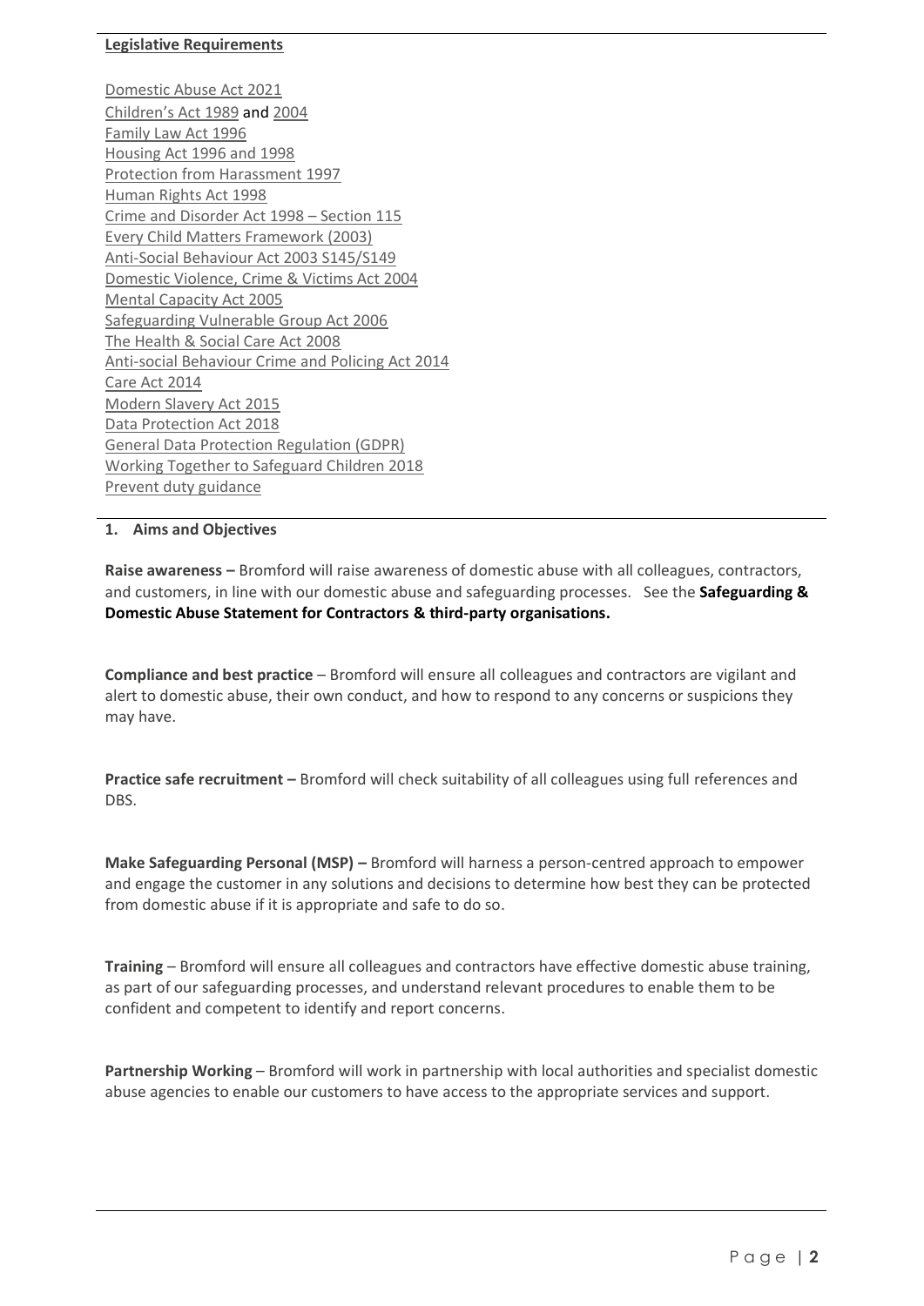**Legislative Requirements**

Domestic Abuse Act 2021
Children's Act 1989 and 2004
Family Law Act 1996
Housing Act 1996 and 1998
Protection from Harassment 1997
Human Rights Act 1998
Crime and Disorder Act 1998 – Section 115
Every Child Matters Framework (2003)
Anti-Social Behaviour Act 2003 S145/S149
Domestic Violence, Crime & Victims Act 2004
Mental Capacity Act 2005
Safeguarding Vulnerable Group Act 2006
The Health & Social Care Act 2008
Anti-social Behaviour Crime and Policing Act 2014
Care Act 2014
Modern Slavery Act 2015
Data Protection Act 2018
General Data Protection Regulation (GDPR)
Working Together to Safeguard Children 2018
Prevent duty guidance

## 1. Aims and Objectives

**Raise awareness –** Bromford will raise awareness of domestic abuse with all colleagues, contractors, and customers, in line with our domestic abuse and safeguarding processes. See the **Safeguarding & Domestic Abuse Statement for Contractors & third-party organisations.**

**Compliance and best practice** – Bromford will ensure all colleagues and contractors are vigilant and alert to domestic abuse, their own conduct, and how to respond to any concerns or suspicions they may have.

**Practice safe recruitment –** Bromford will check suitability of all colleagues using full references and DBS.

**Make Safeguarding Personal (MSP) –** Bromford will harness a person-centred approach to empower and engage the customer in any solutions and decisions to determine how best they can be protected from domestic abuse if it is appropriate and safe to do so.

**Training** – Bromford will ensure all colleagues and contractors have effective domestic abuse training, as part of our safeguarding processes, and understand relevant procedures to enable them to be confident and competent to identify and report concerns.

**Partnership Working** – Bromford will work in partnership with local authorities and specialist domestic abuse agencies to enable our customers to have access to the appropriate services and support.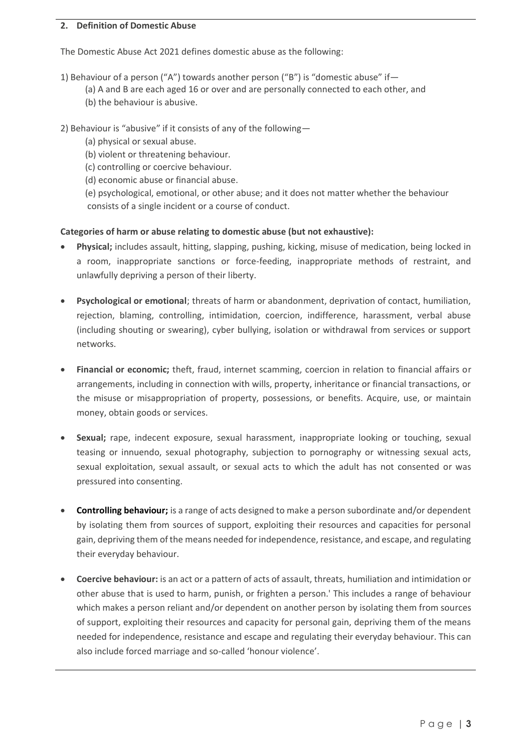## 2. Definition of Domestic Abuse

The Domestic Abuse Act 2021 defines domestic abuse as the following:

1) Behaviour of a person ("A") towards another person ("B") is "domestic abuse" if—
   (a) A and B are each aged 16 or over and are personally connected to each other, and
   (b) the behaviour is abusive.

2) Behaviour is "abusive" if it consists of any of the following—
   (a) physical or sexual abuse.
   (b) violent or threatening behaviour.
   (c) controlling or coercive behaviour.
   (d) economic abuse or financial abuse.
   (e) psychological, emotional, or other abuse; and it does not matter whether the behaviour consists of a single incident or a course of conduct.

**Categories of harm or abuse relating to domestic abuse (but not exhaustive):**

- **Physical;** includes assault, hitting, slapping, pushing, kicking, misuse of medication, being locked in a room, inappropriate sanctions or force-feeding, inappropriate methods of restraint, and unlawfully depriving a person of their liberty.

- **Psychological or emotional**; threats of harm or abandonment, deprivation of contact, humiliation, rejection, blaming, controlling, intimidation, coercion, indifference, harassment, verbal abuse (including shouting or swearing), cyber bullying, isolation or withdrawal from services or support networks.

- **Financial or economic;** theft, fraud, internet scamming, coercion in relation to financial affairs or arrangements, including in connection with wills, property, inheritance or financial transactions, or the misuse or misappropriation of property, possessions, or benefits. Acquire, use, or maintain money, obtain goods or services.

- **Sexual;** rape, indecent exposure, sexual harassment, inappropriate looking or touching, sexual teasing or innuendo, sexual photography, subjection to pornography or witnessing sexual acts, sexual exploitation, sexual assault, or sexual acts to which the adult has not consented or was pressured into consenting.

- **Controlling behaviour;** is a range of acts designed to make a person subordinate and/or dependent by isolating them from sources of support, exploiting their resources and capacities for personal gain, depriving them of the means needed for independence, resistance, and escape, and regulating their everyday behaviour.

- **Coercive behaviour:** is an act or a pattern of acts of assault, threats, humiliation and intimidation or other abuse that is used to harm, punish, or frighten a person.' This includes a range of behaviour which makes a person reliant and/or dependent on another person by isolating them from sources of support, exploiting their resources and capacity for personal gain, depriving them of the means needed for independence, resistance and escape and regulating their everyday behaviour. This can also include forced marriage and so-called 'honour violence'.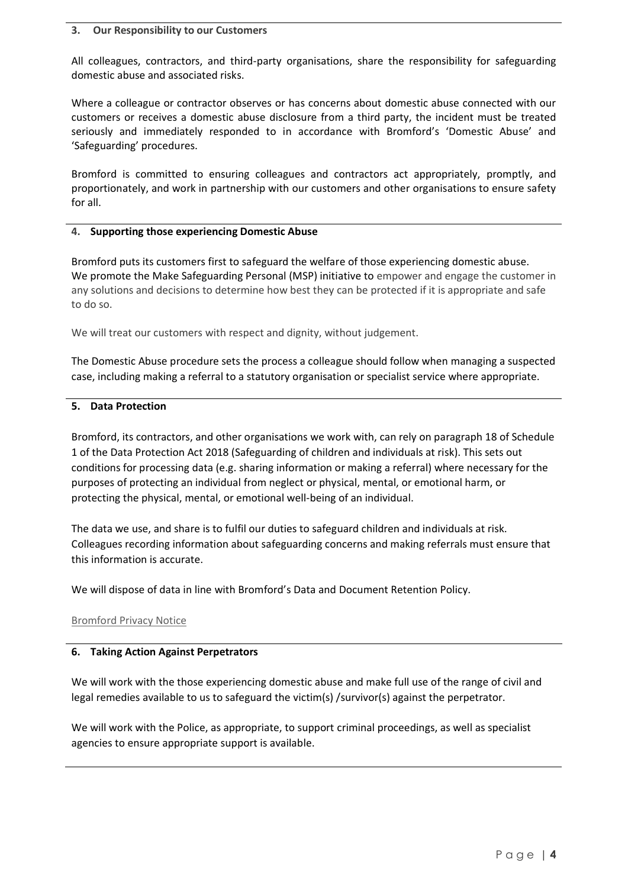## 3. Our Responsibility to our Customers

All colleagues, contractors, and third-party organisations, share the responsibility for safeguarding domestic abuse and associated risks.

Where a colleague or contractor observes or has concerns about domestic abuse connected with our customers or receives a domestic abuse disclosure from a third party, the incident must be treated seriously and immediately responded to in accordance with Bromford's 'Domestic Abuse' and 'Safeguarding' procedures.

Bromford is committed to ensuring colleagues and contractors act appropriately, promptly, and proportionately, and work in partnership with our customers and other organisations to ensure safety for all.

## 4. Supporting those experiencing Domestic Abuse

Bromford puts its customers first to safeguard the welfare of those experiencing domestic abuse. We promote the Make Safeguarding Personal (MSP) initiative to empower and engage the customer in any solutions and decisions to determine how best they can be protected if it is appropriate and safe to do so.

We will treat our customers with respect and dignity, without judgement.

The Domestic Abuse procedure sets the process a colleague should follow when managing a suspected case, including making a referral to a statutory organisation or specialist service where appropriate.

## 5. Data Protection

Bromford, its contractors, and other organisations we work with, can rely on paragraph 18 of Schedule 1 of the Data Protection Act 2018 (Safeguarding of children and individuals at risk). This sets out conditions for processing data (e.g. sharing information or making a referral) where necessary for the purposes of protecting an individual from neglect or physical, mental, or emotional harm, or protecting the physical, mental, or emotional well-being of an individual.

The data we use, and share is to fulfil our duties to safeguard children and individuals at risk. Colleagues recording information about safeguarding concerns and making referrals must ensure that this information is accurate.

We will dispose of data in line with Bromford's Data and Document Retention Policy.

Bromford Privacy Notice

## 6. Taking Action Against Perpetrators

We will work with the those experiencing domestic abuse and make full use of the range of civil and legal remedies available to us to safeguard the victim(s) /survivor(s) against the perpetrator.

We will work with the Police, as appropriate, to support criminal proceedings, as well as specialist agencies to ensure appropriate support is available.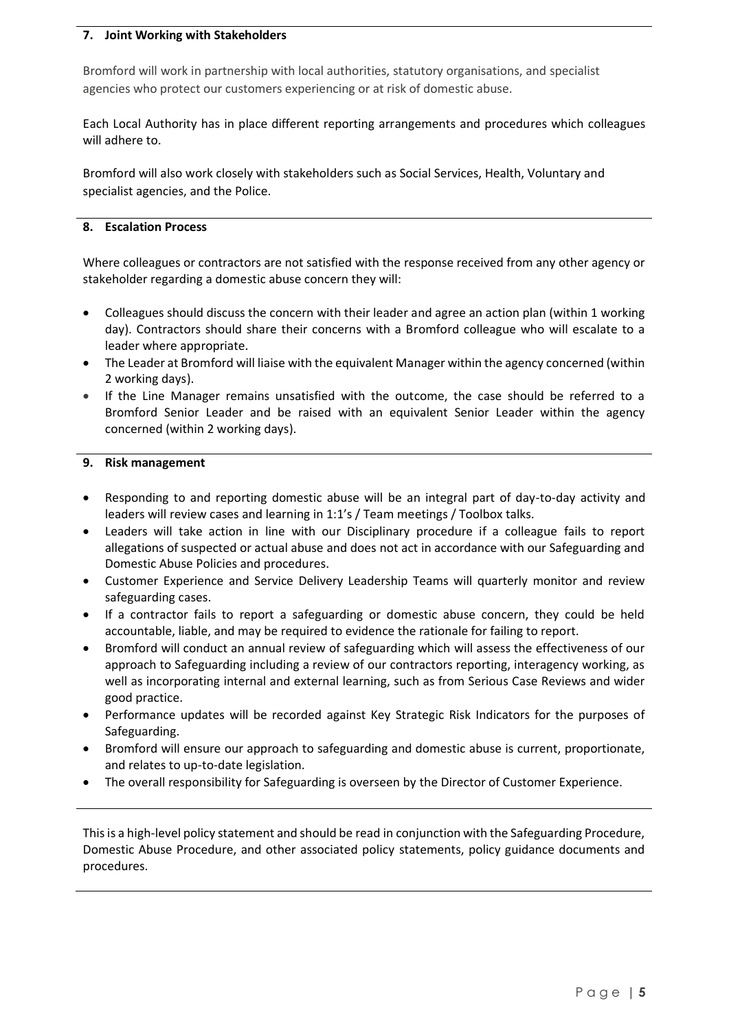## 7. Joint Working with Stakeholders

Bromford will work in partnership with local authorities, statutory organisations, and specialist agencies who protect our customers experiencing or at risk of domestic abuse.

Each Local Authority has in place different reporting arrangements and procedures which colleagues will adhere to.

Bromford will also work closely with stakeholders such as Social Services, Health, Voluntary and specialist agencies, and the Police.

## 8. Escalation Process

Where colleagues or contractors are not satisfied with the response received from any other agency or stakeholder regarding a domestic abuse concern they will:

- Colleagues should discuss the concern with their leader and agree an action plan (within 1 working day). Contractors should share their concerns with a Bromford colleague who will escalate to a leader where appropriate.
- The Leader at Bromford will liaise with the equivalent Manager within the agency concerned (within 2 working days).
- If the Line Manager remains unsatisfied with the outcome, the case should be referred to a Bromford Senior Leader and be raised with an equivalent Senior Leader within the agency concerned (within 2 working days).

## 9. Risk management

- Responding to and reporting domestic abuse will be an integral part of day-to-day activity and leaders will review cases and learning in 1:1's / Team meetings / Toolbox talks.
- Leaders will take action in line with our Disciplinary procedure if a colleague fails to report allegations of suspected or actual abuse and does not act in accordance with our Safeguarding and Domestic Abuse Policies and procedures.
- Customer Experience and Service Delivery Leadership Teams will quarterly monitor and review safeguarding cases.
- If a contractor fails to report a safeguarding or domestic abuse concern, they could be held accountable, liable, and may be required to evidence the rationale for failing to report.
- Bromford will conduct an annual review of safeguarding which will assess the effectiveness of our approach to Safeguarding including a review of our contractors reporting, interagency working, as well as incorporating internal and external learning, such as from Serious Case Reviews and wider good practice.
- Performance updates will be recorded against Key Strategic Risk Indicators for the purposes of Safeguarding.
- Bromford will ensure our approach to safeguarding and domestic abuse is current, proportionate, and relates to up-to-date legislation.
- The overall responsibility for Safeguarding is overseen by the Director of Customer Experience.

This is a high-level policy statement and should be read in conjunction with the Safeguarding Procedure, Domestic Abuse Procedure, and other associated policy statements, policy guidance documents and procedures.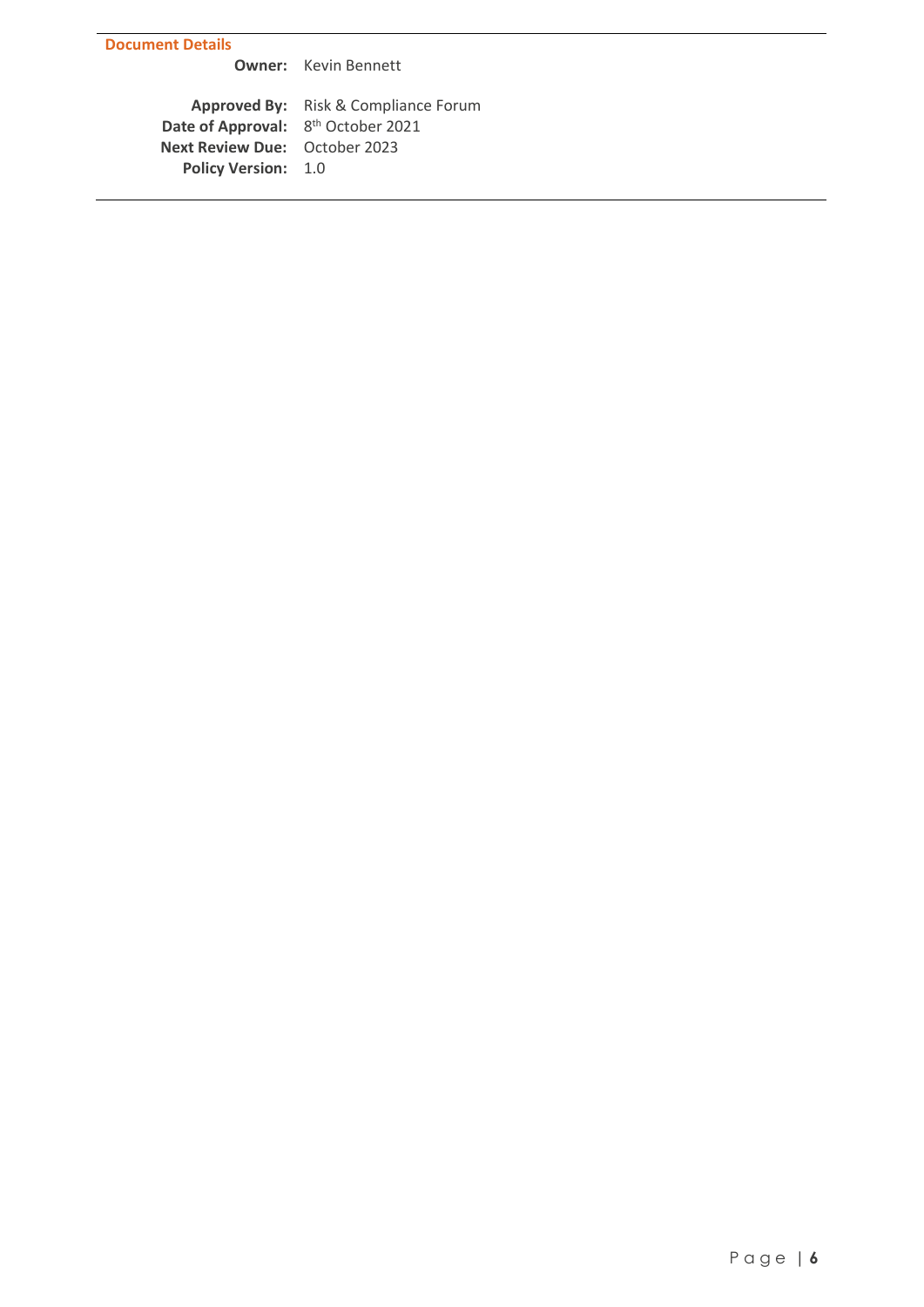## Document Details

| | |
|---|---|
| **Owner:** | Kevin Bennett |
| **Approved By:** | Risk & Compliance Forum |
| **Date of Approval:** | 8th October 2021 |
| **Next Review Due:** | October 2023 |
| **Policy Version:** | 1.0 |